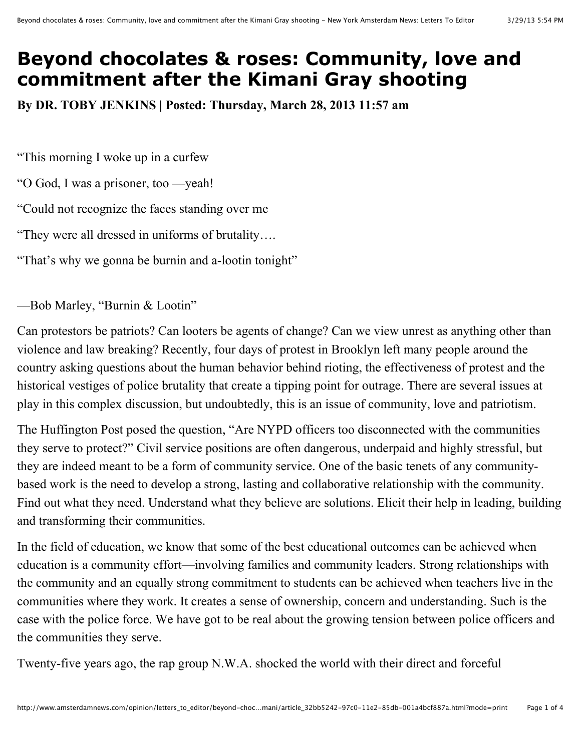# Beyond chocolates & roses: Community, love and commitment after the Kimani Gray shooting

**By DR. TOBY JENKINS | Posted: Thursday, March 28, 2013 11:57 am**

"This morning I woke up in a curfew

"O God, I was a prisoner, too —yeah!

"Could not recognize the faces standing over me

"They were all dressed in uniforms of brutality….

"That's why we gonna be burnin and a-lootin tonight"

—Bob Marley, "Burnin & Lootin"

Can protestors be patriots? Can looters be agents of change? Can we view unrest as anything other than violence and law breaking? Recently, four days of protest in Brooklyn left many people around the country asking questions about the human behavior behind rioting, the effectiveness of protest and the historical vestiges of police brutality that create a tipping point for outrage. There are several issues at play in this complex discussion, but undoubtedly, this is an issue of community, love and patriotism.

The Huffington Post posed the question, "Are NYPD officers too disconnected with the communities they serve to protect?" Civil service positions are often dangerous, underpaid and highly stressful, but they are indeed meant to be a form of community service. One of the basic tenets of any community-based work is the need to develop a strong, lasting and collaborative relationship with the community. Find out what they need. Understand what they believe are solutions. Elicit their help in leading, building and transforming their communities.

In the field of education, we know that some of the best educational outcomes can be achieved when education is a community effort—involving families and community leaders. Strong relationships with the community and an equally strong commitment to students can be achieved when teachers live in the communities where they work. It creates a sense of ownership, concern and understanding. Such is the case with the police force. We have got to be real about the growing tension between police officers and the communities they serve.

Twenty-five years ago, the rap group N.W.A. shocked the world with their direct and forceful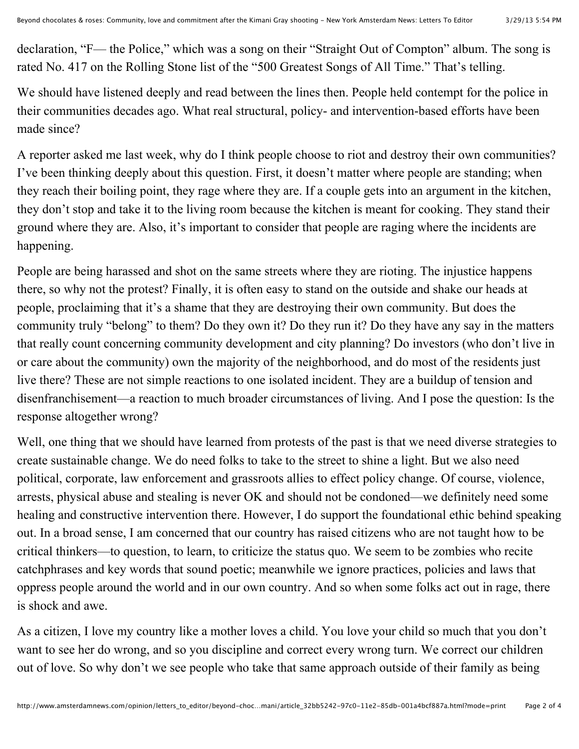declaration, "F— the Police," which was a song on their "Straight Out of Compton" album. The song is rated No. 417 on the Rolling Stone list of the "500 Greatest Songs of All Time." That's telling.

We should have listened deeply and read between the lines then. People held contempt for the police in their communities decades ago. What real structural, policy- and intervention-based efforts have been made since?

A reporter asked me last week, why do I think people choose to riot and destroy their own communities? I've been thinking deeply about this question. First, it doesn't matter where people are standing; when they reach their boiling point, they rage where they are. If a couple gets into an argument in the kitchen, they don't stop and take it to the living room because the kitchen is meant for cooking. They stand their ground where they are. Also, it's important to consider that people are raging where the incidents are happening.

People are being harassed and shot on the same streets where they are rioting. The injustice happens there, so why not the protest? Finally, it is often easy to stand on the outside and shake our heads at people, proclaiming that it's a shame that they are destroying their own community. But does the community truly "belong" to them? Do they own it? Do they run it? Do they have any say in the matters that really count concerning community development and city planning? Do investors (who don't live in or care about the community) own the majority of the neighborhood, and do most of the residents just live there? These are not simple reactions to one isolated incident. They are a buildup of tension and disenfranchisement—a reaction to much broader circumstances of living. And I pose the question: Is the response altogether wrong?

Well, one thing that we should have learned from protests of the past is that we need diverse strategies to create sustainable change. We do need folks to take to the street to shine a light. But we also need political, corporate, law enforcement and grassroots allies to effect policy change. Of course, violence, arrests, physical abuse and stealing is never OK and should not be condoned—we definitely need some healing and constructive intervention there. However, I do support the foundational ethic behind speaking out. In a broad sense, I am concerned that our country has raised citizens who are not taught how to be critical thinkers—to question, to learn, to criticize the status quo. We seem to be zombies who recite catchphrases and key words that sound poetic; meanwhile we ignore practices, policies and laws that oppress people around the world and in our own country. And so when some folks act out in rage, there is shock and awe.

As a citizen, I love my country like a mother loves a child. You love your child so much that you don't want to see her do wrong, and so you discipline and correct every wrong turn. We correct our children out of love. So why don't we see people who take that same approach outside of their family as being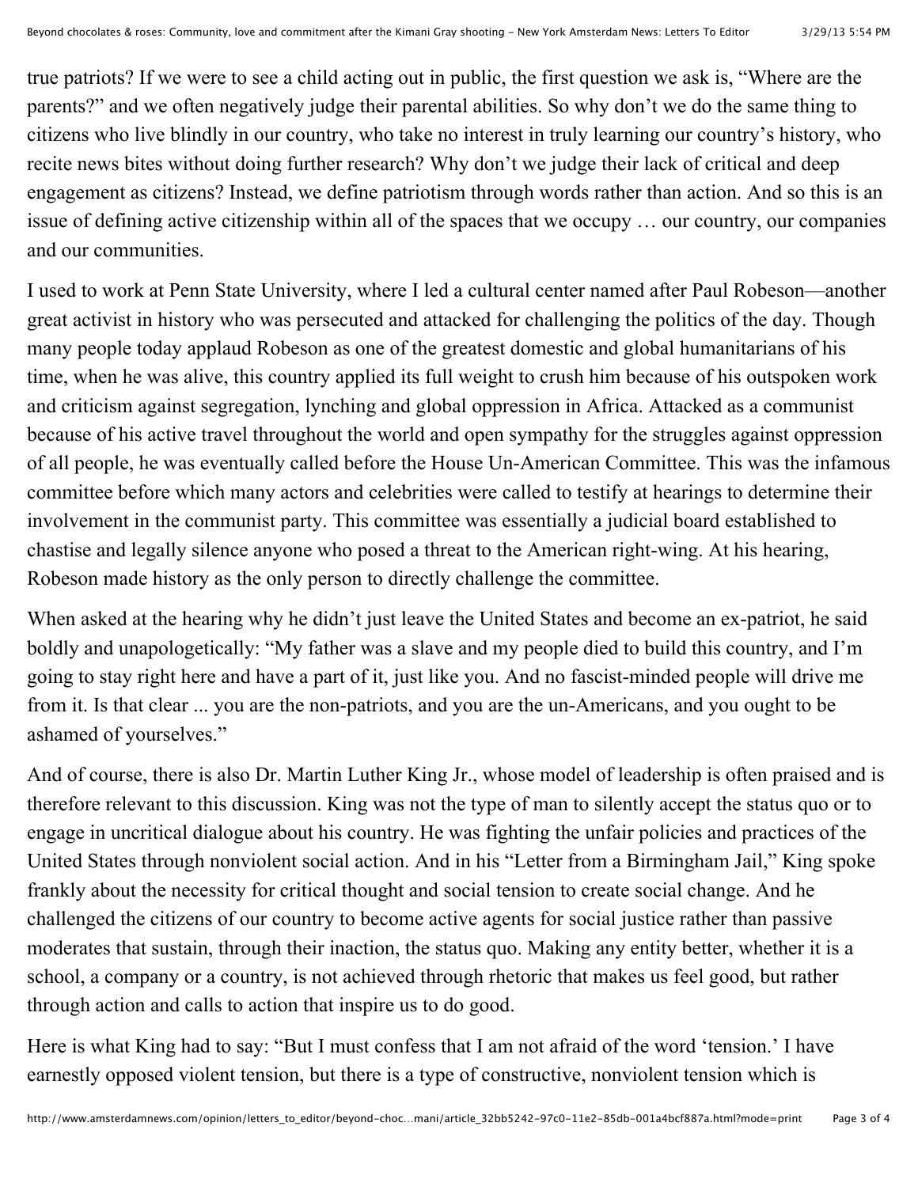true patriots? If we were to see a child acting out in public, the first question we ask is, "Where are the parents?" and we often negatively judge their parental abilities. So why don't we do the same thing to citizens who live blindly in our country, who take no interest in truly learning our country's history, who recite news bites without doing further research? Why don't we judge their lack of critical and deep engagement as citizens? Instead, we define patriotism through words rather than action. And so this is an issue of defining active citizenship within all of the spaces that we occupy … our country, our companies and our communities.

I used to work at Penn State University, where I led a cultural center named after Paul Robeson—another great activist in history who was persecuted and attacked for challenging the politics of the day. Though many people today applaud Robeson as one of the greatest domestic and global humanitarians of his time, when he was alive, this country applied its full weight to crush him because of his outspoken work and criticism against segregation, lynching and global oppression in Africa. Attacked as a communist because of his active travel throughout the world and open sympathy for the struggles against oppression of all people, he was eventually called before the House Un-American Committee. This was the infamous committee before which many actors and celebrities were called to testify at hearings to determine their involvement in the communist party. This committee was essentially a judicial board established to chastise and legally silence anyone who posed a threat to the American right-wing. At his hearing, Robeson made history as the only person to directly challenge the committee.

When asked at the hearing why he didn't just leave the United States and become an ex-patriot, he said boldly and unapologetically: "My father was a slave and my people died to build this country, and I'm going to stay right here and have a part of it, just like you. And no fascist-minded people will drive me from it. Is that clear ... you are the non-patriots, and you are the un-Americans, and you ought to be ashamed of yourselves."

And of course, there is also Dr. Martin Luther King Jr., whose model of leadership is often praised and is therefore relevant to this discussion. King was not the type of man to silently accept the status quo or to engage in uncritical dialogue about his country. He was fighting the unfair policies and practices of the United States through nonviolent social action. And in his "Letter from a Birmingham Jail," King spoke frankly about the necessity for critical thought and social tension to create social change. And he challenged the citizens of our country to become active agents for social justice rather than passive moderates that sustain, through their inaction, the status quo. Making any entity better, whether it is a school, a company or a country, is not achieved through rhetoric that makes us feel good, but rather through action and calls to action that inspire us to do good.

Here is what King had to say: "But I must confess that I am not afraid of the word 'tension.' I have earnestly opposed violent tension, but there is a type of constructive, nonviolent tension which is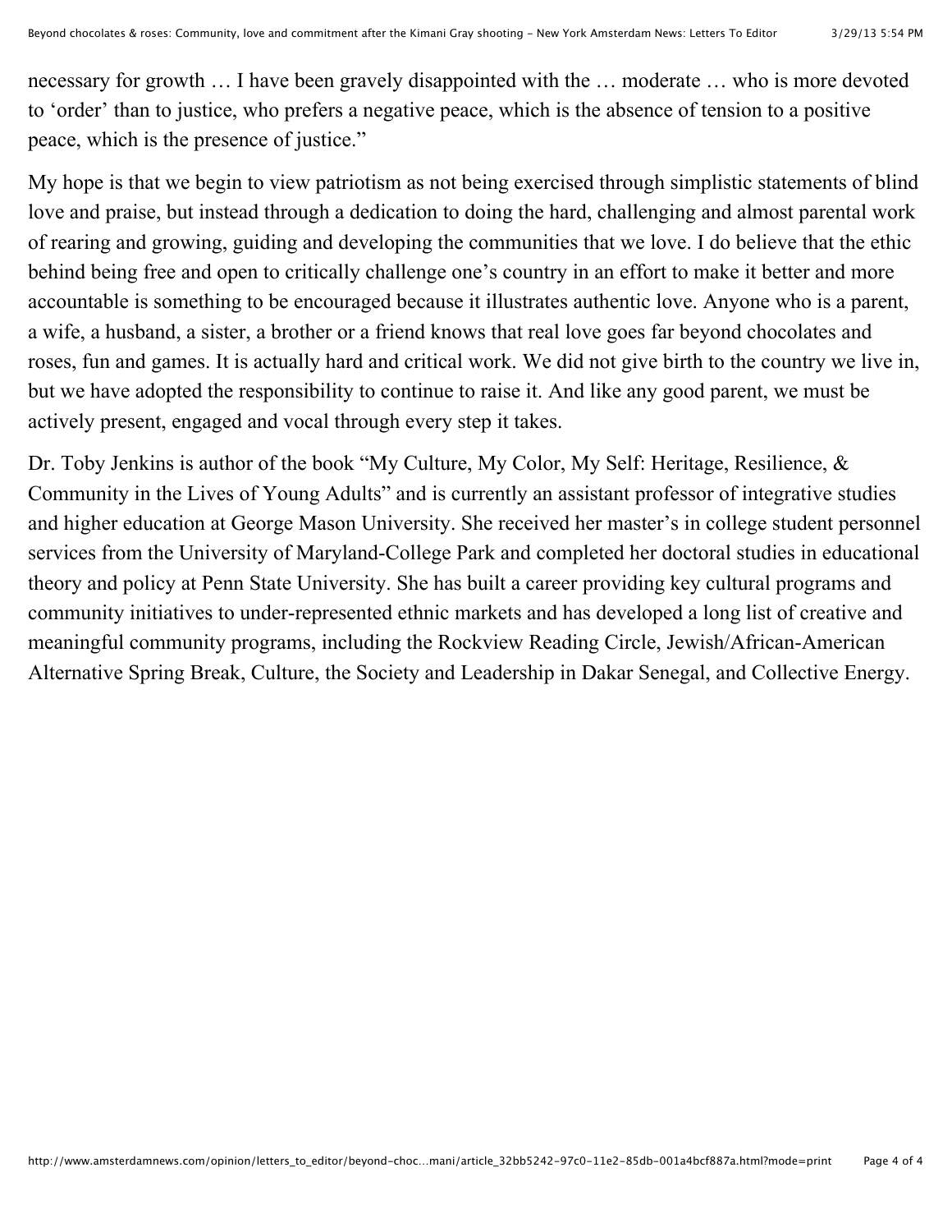necessary for growth … I have been gravely disappointed with the … moderate … who is more devoted to 'order' than to justice, who prefers a negative peace, which is the absence of tension to a positive peace, which is the presence of justice."

My hope is that we begin to view patriotism as not being exercised through simplistic statements of blind love and praise, but instead through a dedication to doing the hard, challenging and almost parental work of rearing and growing, guiding and developing the communities that we love. I do believe that the ethic behind being free and open to critically challenge one's country in an effort to make it better and more accountable is something to be encouraged because it illustrates authentic love. Anyone who is a parent, a wife, a husband, a sister, a brother or a friend knows that real love goes far beyond chocolates and roses, fun and games. It is actually hard and critical work. We did not give birth to the country we live in, but we have adopted the responsibility to continue to raise it. And like any good parent, we must be actively present, engaged and vocal through every step it takes.

Dr. Toby Jenkins is author of the book "My Culture, My Color, My Self: Heritage, Resilience, & Community in the Lives of Young Adults" and is currently an assistant professor of integrative studies and higher education at George Mason University. She received her master's in college student personnel services from the University of Maryland-College Park and completed her doctoral studies in educational theory and policy at Penn State University. She has built a career providing key cultural programs and community initiatives to under-represented ethnic markets and has developed a long list of creative and meaningful community programs, including the Rockview Reading Circle, Jewish/African-American Alternative Spring Break, Culture, the Society and Leadership in Dakar Senegal, and Collective Energy.